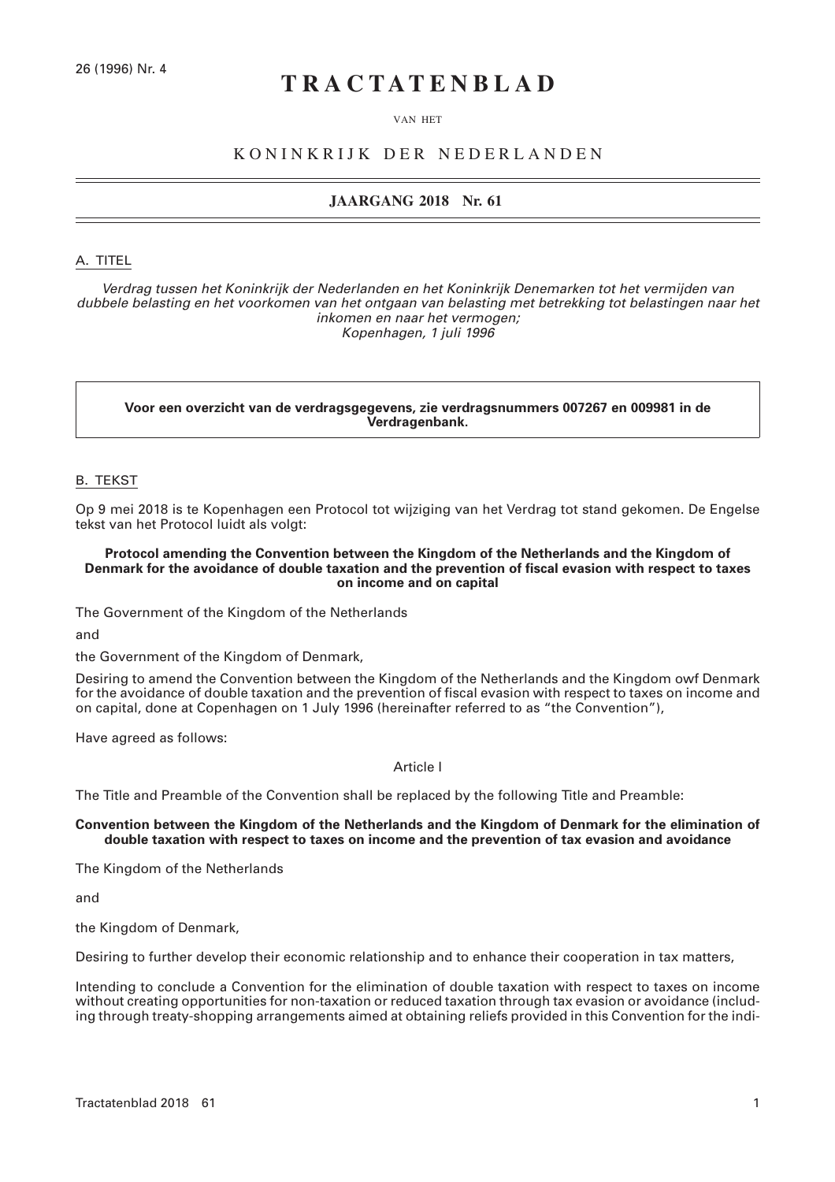26 (1996) Nr. 4

# TRACTATENBLAD

VAN HET

## KONINKRIJK DER NEDERLANDEN

**JAARGANG 2018 Nr. 61**

## A. TITEL

*Verdrag tussen het Koninkrijk der Nederlanden en het Koninkrijk Denemarken tot het vermijden van dubbele belasting en het voorkomen van het ontgaan van belasting met betrekking tot belastingen naar het inkomen en naar het vermogen;*
*Kopenhagen, 1 juli 1996*

**Voor een overzicht van de verdragsgegevens, zie verdragsnummers 007267 en 009981 in de Verdragenbank.**

## B. TEKST

Op 9 mei 2018 is te Kopenhagen een Protocol tot wijziging van het Verdrag tot stand gekomen. De Engelse tekst van het Protocol luidt als volgt:

**Protocol amending the Convention between the Kingdom of the Netherlands and the Kingdom of Denmark for the avoidance of double taxation and the prevention of fiscal evasion with respect to taxes on income and on capital**

The Government of the Kingdom of the Netherlands

and

the Government of the Kingdom of Denmark,

Desiring to amend the Convention between the Kingdom of the Netherlands and the Kingdom owf Denmark for the avoidance of double taxation and the prevention of fiscal evasion with respect to taxes on income and on capital, done at Copenhagen on 1 July 1996 (hereinafter referred to as "the Convention"),

Have agreed as follows:

Article I

The Title and Preamble of the Convention shall be replaced by the following Title and Preamble:

**Convention between the Kingdom of the Netherlands and the Kingdom of Denmark for the elimination of double taxation with respect to taxes on income and the prevention of tax evasion and avoidance**

The Kingdom of the Netherlands

and

the Kingdom of Denmark,

Desiring to further develop their economic relationship and to enhance their cooperation in tax matters,

Intending to conclude a Convention for the elimination of double taxation with respect to taxes on income without creating opportunities for non-taxation or reduced taxation through tax evasion or avoidance (including through treaty-shopping arrangements aimed at obtaining reliefs provided in this Convention for the indi-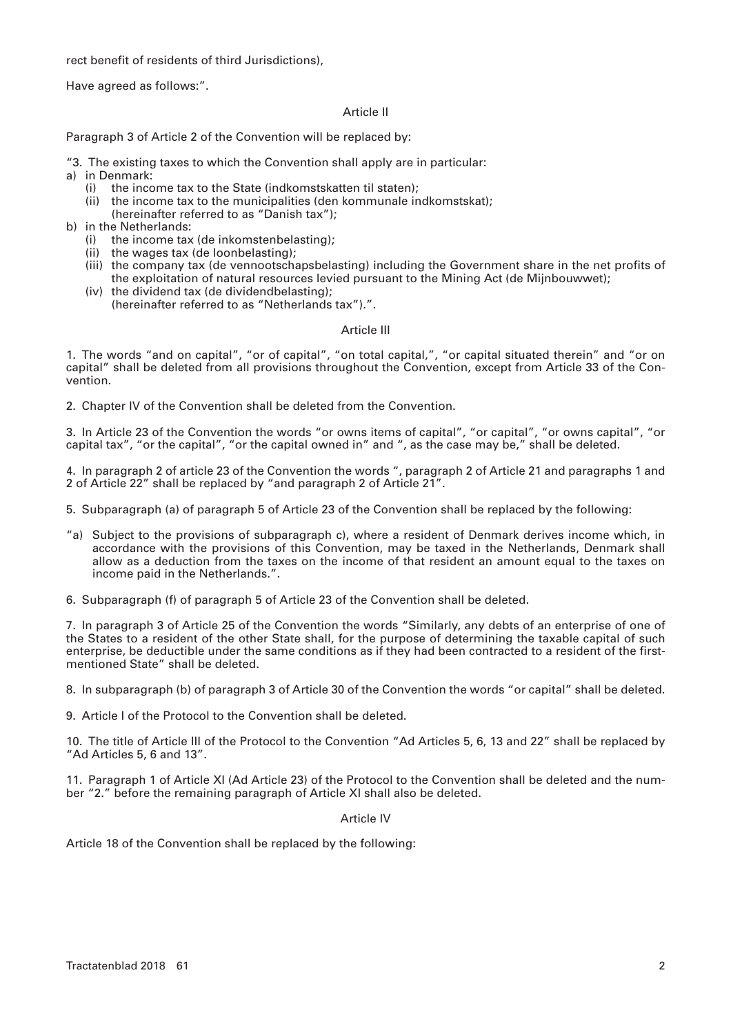rect benefit of residents of third Jurisdictions),

Have agreed as follows:".

### Article II

Paragraph 3 of Article 2 of the Convention will be replaced by:

"3. The existing taxes to which the Convention shall apply are in particular:

a) in Denmark:
   - (i) the income tax to the State (indkomstskatten til staten);
   - (ii) the income tax to the municipalities (den kommunale indkomstskat);
   
   (hereinafter referred to as "Danish tax");

b) in the Netherlands:
   - (i) the income tax (de inkomstenbelasting);
   - (ii) the wages tax (de loonbelasting);
   - (iii) the company tax (de vennootschapsbelasting) including the Government share in the net profits of the exploitation of natural resources levied pursuant to the Mining Act (de Mijnbouwwet);
   - (iv) the dividend tax (de dividendbelasting);
   
   (hereinafter referred to as "Netherlands tax").".

### Article III

1. The words "and on capital", "or of capital", "on total capital,", "or capital situated therein" and "or on capital" shall be deleted from all provisions throughout the Convention, except from Article 33 of the Convention.

2. Chapter IV of the Convention shall be deleted from the Convention.

3. In Article 23 of the Convention the words "or owns items of capital", "or capital", "or owns capital", "or capital tax", "or the capital", "or the capital owned in" and ", as the case may be," shall be deleted.

4. In paragraph 2 of article 23 of the Convention the words ", paragraph 2 of Article 21 and paragraphs 1 and 2 of Article 22" shall be replaced by "and paragraph 2 of Article 21".

5. Subparagraph (a) of paragraph 5 of Article 23 of the Convention shall be replaced by the following:

"a) Subject to the provisions of subparagraph c), where a resident of Denmark derives income which, in accordance with the provisions of this Convention, may be taxed in the Netherlands, Denmark shall allow as a deduction from the taxes on the income of that resident an amount equal to the taxes on income paid in the Netherlands.".

6. Subparagraph (f) of paragraph 5 of Article 23 of the Convention shall be deleted.

7. In paragraph 3 of Article 25 of the Convention the words "Similarly, any debts of an enterprise of one of the States to a resident of the other State shall, for the purpose of determining the taxable capital of such enterprise, be deductible under the same conditions as if they had been contracted to a resident of the first-mentioned State" shall be deleted.

8. In subparagraph (b) of paragraph 3 of Article 30 of the Convention the words "or capital" shall be deleted.

9. Article I of the Protocol to the Convention shall be deleted.

10. The title of Article III of the Protocol to the Convention "Ad Articles 5, 6, 13 and 22" shall be replaced by "Ad Articles 5, 6 and 13".

11. Paragraph 1 of Article XI (Ad Article 23) of the Protocol to the Convention shall be deleted and the number "2." before the remaining paragraph of Article XI shall also be deleted.

### Article IV

Article 18 of the Convention shall be replaced by the following: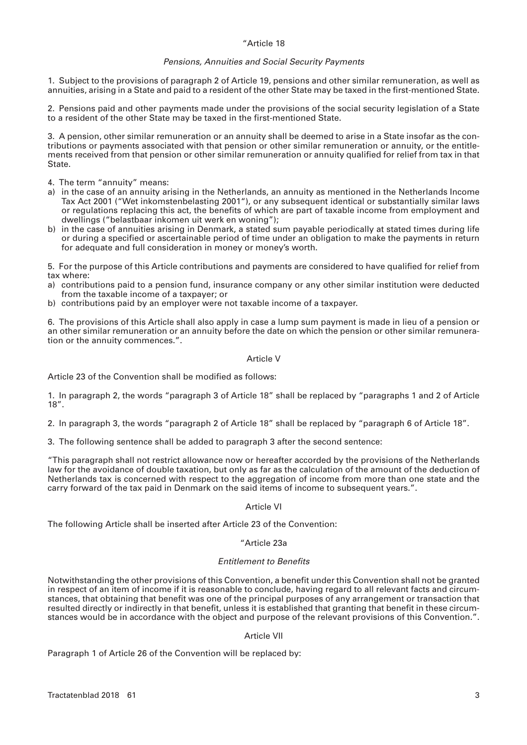"Article 18

*Pensions, Annuities and Social Security Payments*

1. Subject to the provisions of paragraph 2 of Article 19, pensions and other similar remuneration, as well as annuities, arising in a State and paid to a resident of the other State may be taxed in the first-mentioned State.

2. Pensions paid and other payments made under the provisions of the social security legislation of a State to a resident of the other State may be taxed in the first-mentioned State.

3. A pension, other similar remuneration or an annuity shall be deemed to arise in a State insofar as the contributions or payments associated with that pension or other similar remuneration or annuity, or the entitlements received from that pension or other similar remuneration or annuity qualified for relief from tax in that State.

4. The term "annuity" means:

a) in the case of an annuity arising in the Netherlands, an annuity as mentioned in the Netherlands Income Tax Act 2001 ("Wet inkomstenbelasting 2001"), or any subsequent identical or substantially similar laws or regulations replacing this act, the benefits of which are part of taxable income from employment and dwellings ("belastbaar inkomen uit werk en woning");
b) in the case of annuities arising in Denmark, a stated sum payable periodically at stated times during life or during a specified or ascertainable period of time under an obligation to make the payments in return for adequate and full consideration in money or money's worth.

5. For the purpose of this Article contributions and payments are considered to have qualified for relief from tax where:

a) contributions paid to a pension fund, insurance company or any other similar institution were deducted from the taxable income of a taxpayer; or
b) contributions paid by an employer were not taxable income of a taxpayer.

6. The provisions of this Article shall also apply in case a lump sum payment is made in lieu of a pension or an other similar remuneration or an annuity before the date on which the pension or other similar remuneration or the annuity commences.".

Article V

Article 23 of the Convention shall be modified as follows:

1. In paragraph 2, the words "paragraph 3 of Article 18" shall be replaced by "paragraphs 1 and 2 of Article 18".

2. In paragraph 3, the words "paragraph 2 of Article 18" shall be replaced by "paragraph 6 of Article 18".

3. The following sentence shall be added to paragraph 3 after the second sentence:

"This paragraph shall not restrict allowance now or hereafter accorded by the provisions of the Netherlands law for the avoidance of double taxation, but only as far as the calculation of the amount of the deduction of Netherlands tax is concerned with respect to the aggregation of income from more than one state and the carry forward of the tax paid in Denmark on the said items of income to subsequent years.".

Article VI

The following Article shall be inserted after Article 23 of the Convention:

"Article 23a

*Entitlement to Benefits*

Notwithstanding the other provisions of this Convention, a benefit under this Convention shall not be granted in respect of an item of income if it is reasonable to conclude, having regard to all relevant facts and circumstances, that obtaining that benefit was one of the principal purposes of any arrangement or transaction that resulted directly or indirectly in that benefit, unless it is established that granting that benefit in these circumstances would be in accordance with the object and purpose of the relevant provisions of this Convention.".

Article VII

Paragraph 1 of Article 26 of the Convention will be replaced by: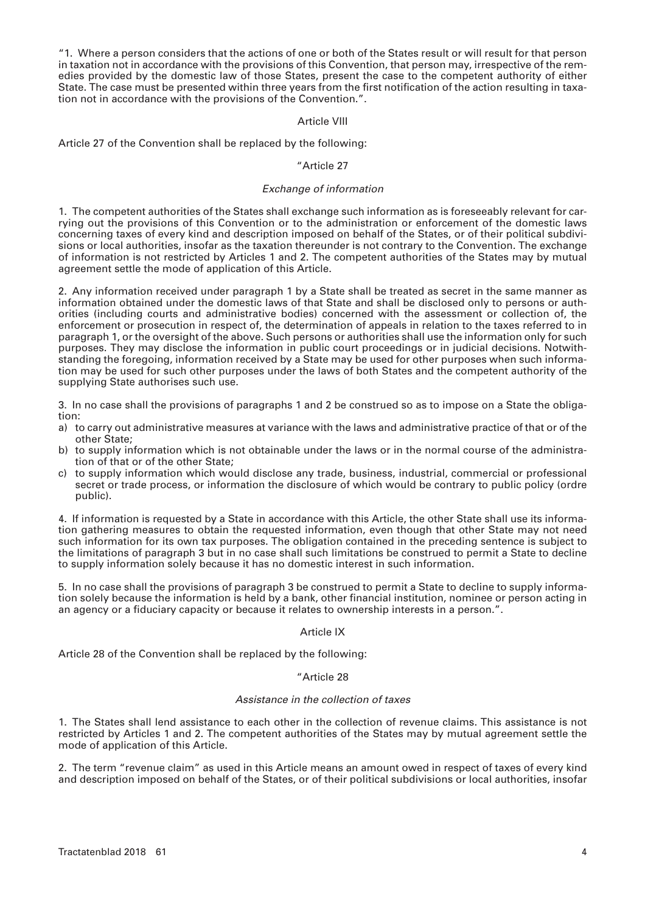"1. Where a person considers that the actions of one or both of the States result or will result for that person in taxation not in accordance with the provisions of this Convention, that person may, irrespective of the remedies provided by the domestic law of those States, present the case to the competent authority of either State. The case must be presented within three years from the first notification of the action resulting in taxation not in accordance with the provisions of the Convention.".

Article VIII

Article 27 of the Convention shall be replaced by the following:

"Article 27

*Exchange of information*

1. The competent authorities of the States shall exchange such information as is foreseeably relevant for carrying out the provisions of this Convention or to the administration or enforcement of the domestic laws concerning taxes of every kind and description imposed on behalf of the States, or of their political subdivisions or local authorities, insofar as the taxation thereunder is not contrary to the Convention. The exchange of information is not restricted by Articles 1 and 2. The competent authorities of the States may by mutual agreement settle the mode of application of this Article.

2. Any information received under paragraph 1 by a State shall be treated as secret in the same manner as information obtained under the domestic laws of that State and shall be disclosed only to persons or authorities (including courts and administrative bodies) concerned with the assessment or collection of, the enforcement or prosecution in respect of, the determination of appeals in relation to the taxes referred to in paragraph 1, or the oversight of the above. Such persons or authorities shall use the information only for such purposes. They may disclose the information in public court proceedings or in judicial decisions. Notwithstanding the foregoing, information received by a State may be used for other purposes when such information may be used for such other purposes under the laws of both States and the competent authority of the supplying State authorises such use.

3. In no case shall the provisions of paragraphs 1 and 2 be construed so as to impose on a State the obligation:

a) to carry out administrative measures at variance with the laws and administrative practice of that or of the other State;
b) to supply information which is not obtainable under the laws or in the normal course of the administration of that or of the other State;
c) to supply information which would disclose any trade, business, industrial, commercial or professional secret or trade process, or information the disclosure of which would be contrary to public policy (ordre public).

4. If information is requested by a State in accordance with this Article, the other State shall use its information gathering measures to obtain the requested information, even though that other State may not need such information for its own tax purposes. The obligation contained in the preceding sentence is subject to the limitations of paragraph 3 but in no case shall such limitations be construed to permit a State to decline to supply information solely because it has no domestic interest in such information.

5. In no case shall the provisions of paragraph 3 be construed to permit a State to decline to supply information solely because the information is held by a bank, other financial institution, nominee or person acting in an agency or a fiduciary capacity or because it relates to ownership interests in a person.".

Article IX

Article 28 of the Convention shall be replaced by the following:

"Article 28

*Assistance in the collection of taxes*

1. The States shall lend assistance to each other in the collection of revenue claims. This assistance is not restricted by Articles 1 and 2. The competent authorities of the States may by mutual agreement settle the mode of application of this Article.

2. The term "revenue claim" as used in this Article means an amount owed in respect of taxes of every kind and description imposed on behalf of the States, or of their political subdivisions or local authorities, insofar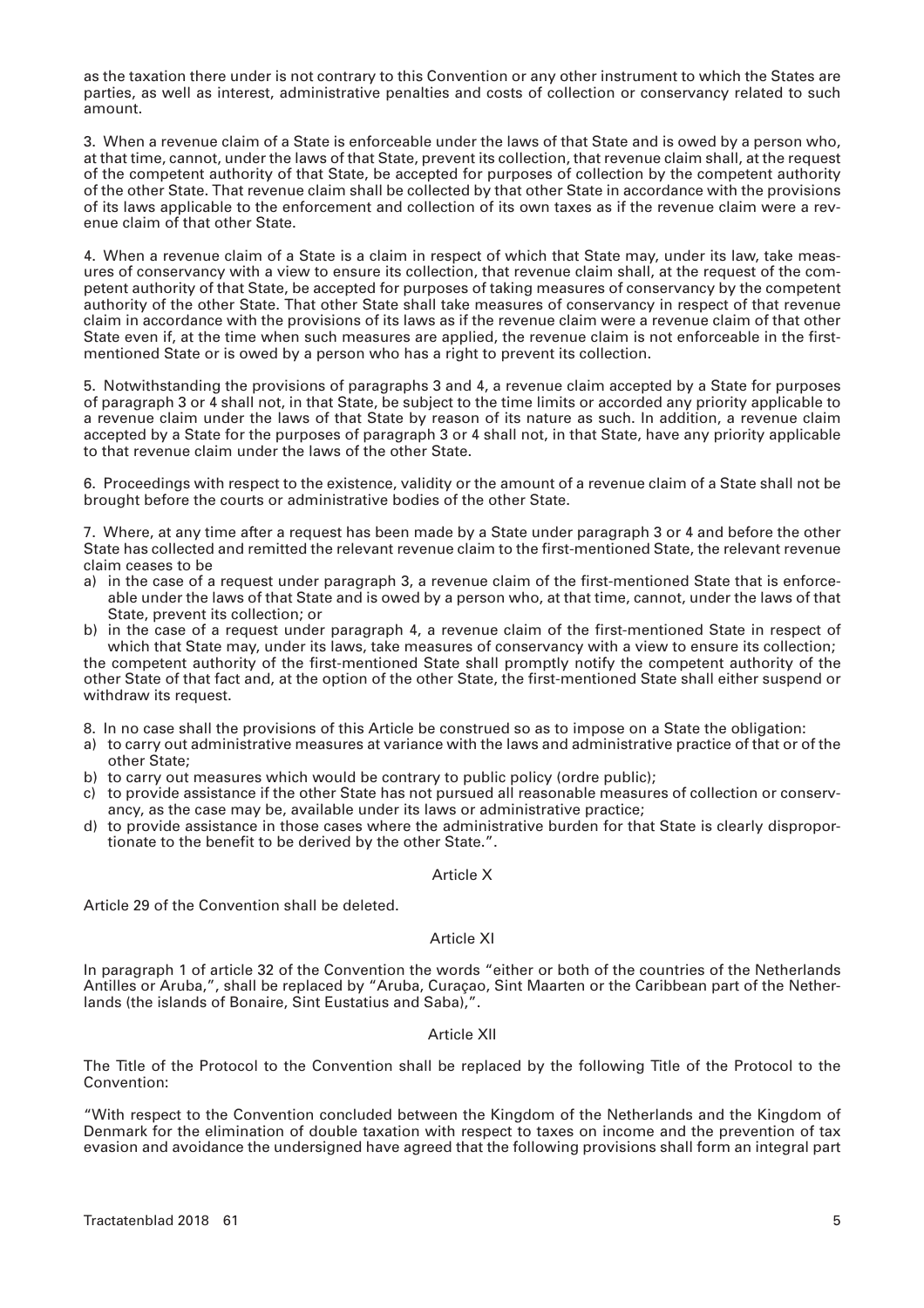as the taxation there under is not contrary to this Convention or any other instrument to which the States are parties, as well as interest, administrative penalties and costs of collection or conservancy related to such amount.

3. When a revenue claim of a State is enforceable under the laws of that State and is owed by a person who, at that time, cannot, under the laws of that State, prevent its collection, that revenue claim shall, at the request of the competent authority of that State, be accepted for purposes of collection by the competent authority of the other State. That revenue claim shall be collected by that other State in accordance with the provisions of its laws applicable to the enforcement and collection of its own taxes as if the revenue claim were a revenue claim of that other State.

4. When a revenue claim of a State is a claim in respect of which that State may, under its law, take measures of conservancy with a view to ensure its collection, that revenue claim shall, at the request of the competent authority of that State, be accepted for purposes of taking measures of conservancy by the competent authority of the other State. That other State shall take measures of conservancy in respect of that revenue claim in accordance with the provisions of its laws as if the revenue claim were a revenue claim of that other State even if, at the time when such measures are applied, the revenue claim is not enforceable in the first-mentioned State or is owed by a person who has a right to prevent its collection.

5. Notwithstanding the provisions of paragraphs 3 and 4, a revenue claim accepted by a State for purposes of paragraph 3 or 4 shall not, in that State, be subject to the time limits or accorded any priority applicable to a revenue claim under the laws of that State by reason of its nature as such. In addition, a revenue claim accepted by a State for the purposes of paragraph 3 or 4 shall not, in that State, have any priority applicable to that revenue claim under the laws of the other State.

6. Proceedings with respect to the existence, validity or the amount of a revenue claim of a State shall not be brought before the courts or administrative bodies of the other State.

7. Where, at any time after a request has been made by a State under paragraph 3 or 4 and before the other State has collected and remitted the relevant revenue claim to the first-mentioned State, the relevant revenue claim ceases to be

a) in the case of a request under paragraph 3, a revenue claim of the first-mentioned State that is enforceable under the laws of that State and is owed by a person who, at that time, cannot, under the laws of that State, prevent its collection; or
b) in the case of a request under paragraph 4, a revenue claim of the first-mentioned State in respect of which that State may, under its laws, take measures of conservancy with a view to ensure its collection;

the competent authority of the first-mentioned State shall promptly notify the competent authority of the other State of that fact and, at the option of the other State, the first-mentioned State shall either suspend or withdraw its request.

8. In no case shall the provisions of this Article be construed so as to impose on a State the obligation:

a) to carry out administrative measures at variance with the laws and administrative practice of that or of the other State;
b) to carry out measures which would be contrary to public policy (ordre public);
c) to provide assistance if the other State has not pursued all reasonable measures of collection or conservancy, as the case may be, available under its laws or administrative practice;
d) to provide assistance in those cases where the administrative burden for that State is clearly disproportionate to the benefit to be derived by the other State.".

### Article X

Article 29 of the Convention shall be deleted.

### Article XI

In paragraph 1 of article 32 of the Convention the words "either or both of the countries of the Netherlands Antilles or Aruba,", shall be replaced by "Aruba, Curaçao, Sint Maarten or the Caribbean part of the Netherlands (the islands of Bonaire, Sint Eustatius and Saba),".

### Article XII

The Title of the Protocol to the Convention shall be replaced by the following Title of the Protocol to the Convention:

"With respect to the Convention concluded between the Kingdom of the Netherlands and the Kingdom of Denmark for the elimination of double taxation with respect to taxes on income and the prevention of tax evasion and avoidance the undersigned have agreed that the following provisions shall form an integral part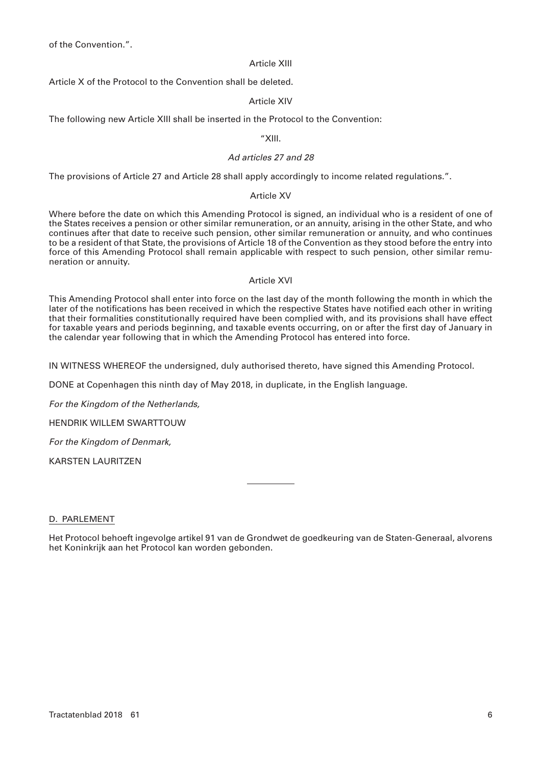of the Convention.".

Article XIII

Article X of the Protocol to the Convention shall be deleted.

Article XIV

The following new Article XIII shall be inserted in the Protocol to the Convention:

"XIII.

*Ad articles 27 and 28*

The provisions of Article 27 and Article 28 shall apply accordingly to income related regulations.".

Article XV

Where before the date on which this Amending Protocol is signed, an individual who is a resident of one of the States receives a pension or other similar remuneration, or an annuity, arising in the other State, and who continues after that date to receive such pension, other similar remuneration or annuity, and who continues to be a resident of that State, the provisions of Article 18 of the Convention as they stood before the entry into force of this Amending Protocol shall remain applicable with respect to such pension, other similar remuneration or annuity.

Article XVI

This Amending Protocol shall enter into force on the last day of the month following the month in which the later of the notifications has been received in which the respective States have notified each other in writing that their formalities constitutionally required have been complied with, and its provisions shall have effect for taxable years and periods beginning, and taxable events occurring, on or after the first day of January in the calendar year following that in which the Amending Protocol has entered into force.

IN WITNESS WHEREOF the undersigned, duly authorised thereto, have signed this Amending Protocol.

DONE at Copenhagen this ninth day of May 2018, in duplicate, in the English language.

*For the Kingdom of the Netherlands,*

HENDRIK WILLEM SWARTTOUW

*For the Kingdom of Denmark,*

KARSTEN LAURITZEN

---

D. PARLEMENT

Het Protocol behoeft ingevolge artikel 91 van de Grondwet de goedkeuring van de Staten-Generaal, alvorens het Koninkrijk aan het Protocol kan worden gebonden.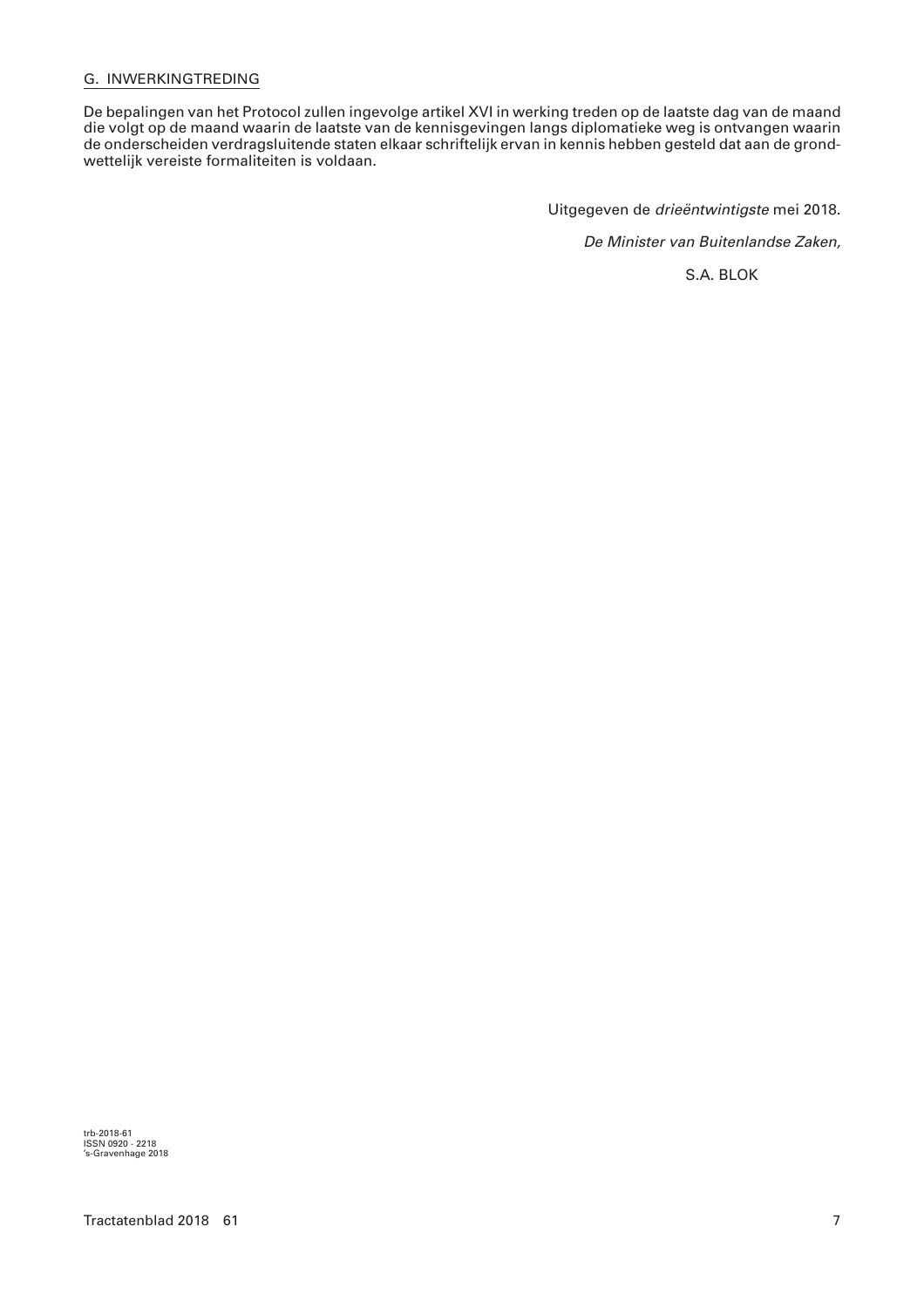## G. INWERKINGTREDING

De bepalingen van het Protocol zullen ingevolge artikel XVI in werking treden op de laatste dag van de maand die volgt op de maand waarin de laatste van de kennisgevingen langs diplomatieke weg is ontvangen waarin de onderscheiden verdragsluitende staten elkaar schriftelijk ervan in kennis hebben gesteld dat aan de grondwettelijk vereiste formaliteiten is voldaan.

Uitgegeven de *drieëntwintigste* mei 2018.

*De Minister van Buitenlandse Zaken,*

S.A. BLOK

trb-2018-61
ISSN 0920 - 2218
's-Gravenhage 2018